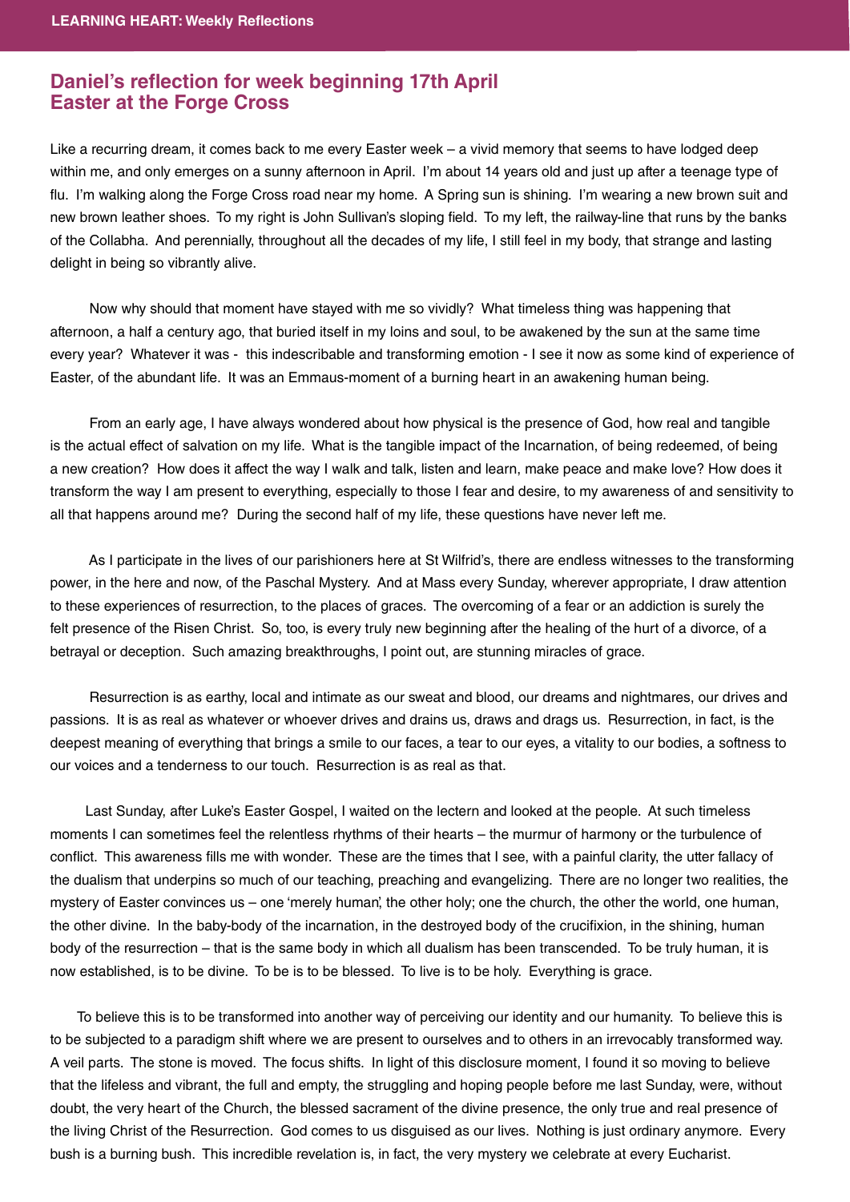## Daniel's reflection for week beginning 17th April
## Easter at the Forge Cross

Like a recurring dream, it comes back to me every Easter week – a vivid memory that seems to have lodged deep within me, and only emerges on a sunny afternoon in April. I'm about 14 years old and just up after a teenage type of flu. I'm walking along the Forge Cross road near my home. A Spring sun is shining. I'm wearing a new brown suit and new brown leather shoes. To my right is John Sullivan's sloping field. To my left, the railway-line that runs by the banks of the Collabha. And perennially, throughout all the decades of my life, I still feel in my body, that strange and lasting delight in being so vibrantly alive.

Now why should that moment have stayed with me so vividly? What timeless thing was happening that afternoon, a half a century ago, that buried itself in my loins and soul, to be awakened by the sun at the same time every year? Whatever it was - this indescribable and transforming emotion - I see it now as some kind of experience of Easter, of the abundant life. It was an Emmaus-moment of a burning heart in an awakening human being.

From an early age, I have always wondered about how physical is the presence of God, how real and tangible is the actual effect of salvation on my life. What is the tangible impact of the Incarnation, of being redeemed, of being a new creation? How does it affect the way I walk and talk, listen and learn, make peace and make love? How does it transform the way I am present to everything, especially to those I fear and desire, to my awareness of and sensitivity to all that happens around me? During the second half of my life, these questions have never left me.

As I participate in the lives of our parishioners here at St Wilfrid's, there are endless witnesses to the transforming power, in the here and now, of the Paschal Mystery. And at Mass every Sunday, wherever appropriate, I draw attention to these experiences of resurrection, to the places of graces. The overcoming of a fear or an addiction is surely the felt presence of the Risen Christ. So, too, is every truly new beginning after the healing of the hurt of a divorce, of a betrayal or deception. Such amazing breakthroughs, I point out, are stunning miracles of grace.

Resurrection is as earthy, local and intimate as our sweat and blood, our dreams and nightmares, our drives and passions. It is as real as whatever or whoever drives and drains us, draws and drags us. Resurrection, in fact, is the deepest meaning of everything that brings a smile to our faces, a tear to our eyes, a vitality to our bodies, a softness to our voices and a tenderness to our touch. Resurrection is as real as that.

Last Sunday, after Luke's Easter Gospel, I waited on the lectern and looked at the people. At such timeless moments I can sometimes feel the relentless rhythms of their hearts – the murmur of harmony or the turbulence of conflict. This awareness fills me with wonder. These are the times that I see, with a painful clarity, the utter fallacy of the dualism that underpins so much of our teaching, preaching and evangelizing. There are no longer two realities, the mystery of Easter convinces us – one 'merely human', the other holy; one the church, the other the world, one human, the other divine. In the baby-body of the incarnation, in the destroyed body of the crucifixion, in the shining, human body of the resurrection – that is the same body in which all dualism has been transcended. To be truly human, it is now established, is to be divine. To be is to be blessed. To live is to be holy. Everything is grace.

To believe this is to be transformed into another way of perceiving our identity and our humanity. To believe this is to be subjected to a paradigm shift where we are present to ourselves and to others in an irrevocably transformed way. A veil parts. The stone is moved. The focus shifts. In light of this disclosure moment, I found it so moving to believe that the lifeless and vibrant, the full and empty, the struggling and hoping people before me last Sunday, were, without doubt, the very heart of the Church, the blessed sacrament of the divine presence, the only true and real presence of the living Christ of the Resurrection. God comes to us disguised as our lives. Nothing is just ordinary anymore. Every bush is a burning bush. This incredible revelation is, in fact, the very mystery we celebrate at every Eucharist.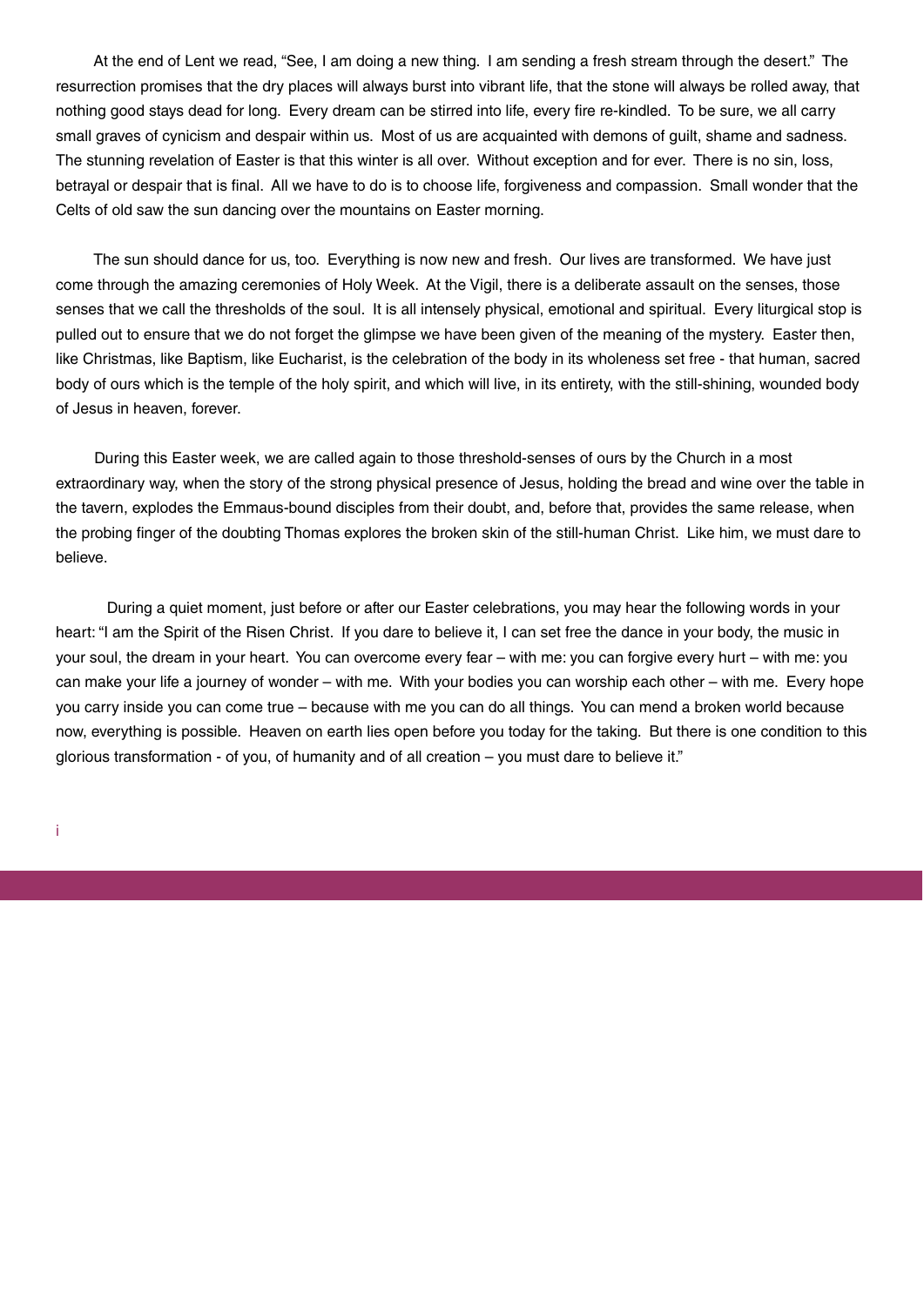At the end of Lent we read, “See, I am doing a new thing. I am sending a fresh stream through the desert.” The resurrection promises that the dry places will always burst into vibrant life, that the stone will always be rolled away, that nothing good stays dead for long. Every dream can be stirred into life, every fire re-kindled. To be sure, we all carry small graves of cynicism and despair within us. Most of us are acquainted with demons of guilt, shame and sadness. The stunning revelation of Easter is that this winter is all over. Without exception and for ever. There is no sin, loss, betrayal or despair that is final. All we have to do is to choose life, forgiveness and compassion. Small wonder that the Celts of old saw the sun dancing over the mountains on Easter morning.

The sun should dance for us, too. Everything is now new and fresh. Our lives are transformed. We have just come through the amazing ceremonies of Holy Week. At the Vigil, there is a deliberate assault on the senses, those senses that we call the thresholds of the soul. It is all intensely physical, emotional and spiritual. Every liturgical stop is pulled out to ensure that we do not forget the glimpse we have been given of the meaning of the mystery. Easter then, like Christmas, like Baptism, like Eucharist, is the celebration of the body in its wholeness set free - that human, sacred body of ours which is the temple of the holy spirit, and which will live, in its entirety, with the still-shining, wounded body of Jesus in heaven, forever.

During this Easter week, we are called again to those threshold-senses of ours by the Church in a most extraordinary way, when the story of the strong physical presence of Jesus, holding the bread and wine over the table in the tavern, explodes the Emmaus-bound disciples from their doubt, and, before that, provides the same release, when the probing finger of the doubting Thomas explores the broken skin of the still-human Christ. Like him, we must dare to believe.

During a quiet moment, just before or after our Easter celebrations, you may hear the following words in your heart: “I am the Spirit of the Risen Christ. If you dare to believe it, I can set free the dance in your body, the music in your soul, the dream in your heart. You can overcome every fear – with me: you can forgive every hurt – with me: you can make your life a journey of wonder – with me. With your bodies you can worship each other – with me. Every hope you carry inside you can come true – because with me you can do all things. You can mend a broken world because now, everything is possible. Heaven on earth lies open before you today for the taking. But there is one condition to this glorious transformation - of you, of humanity and of all creation – you must dare to believe it.”

i